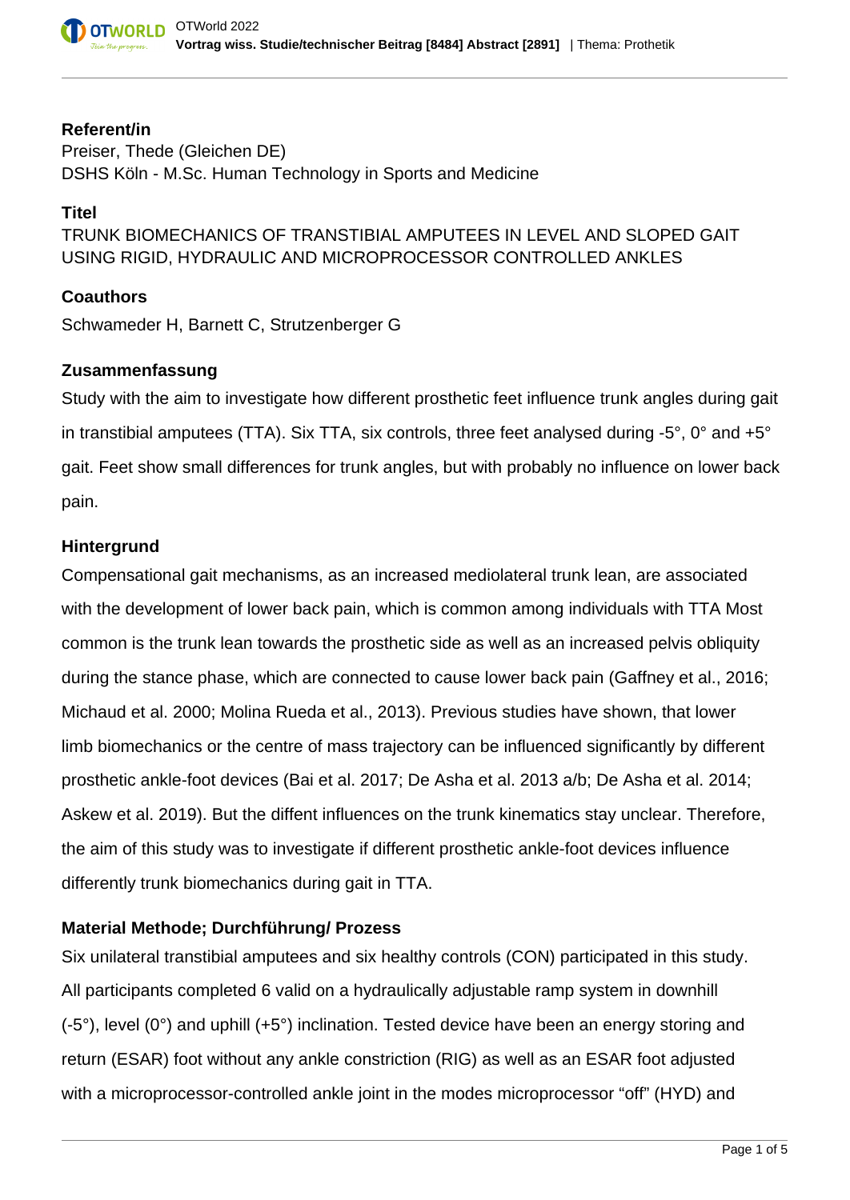**Referent/in**

Preiser, Thede (Gleichen DE)
DSHS Köln - M.Sc. Human Technology in Sports and Medicine

**Titel**

TRUNK BIOMECHANICS OF TRANSTIBIAL AMPUTEES IN LEVEL AND SLOPED GAIT USING RIGID, HYDRAULIC AND MICROPROCESSOR CONTROLLED ANKLES

**Coauthors**

Schwameder H, Barnett C, Strutzenberger G

**Zusammenfassung**

Study with the aim to investigate how different prosthetic feet influence trunk angles during gait in transtibial amputees (TTA). Six TTA, six controls, three feet analysed during -5°, 0° and +5° gait. Feet show small differences for trunk angles, but with probably no influence on lower back pain.

**Hintergrund**

Compensational gait mechanisms, as an increased mediolateral trunk lean, are associated with the development of lower back pain, which is common among individuals with TTA Most common is the trunk lean towards the prosthetic side as well as an increased pelvis obliquity during the stance phase, which are connected to cause lower back pain (Gaffney et al., 2016; Michaud et al. 2000; Molina Rueda et al., 2013). Previous studies have shown, that lower limb biomechanics or the centre of mass trajectory can be influenced significantly by different prosthetic ankle-foot devices (Bai et al. 2017; De Asha et al. 2013 a/b; De Asha et al. 2014; Askew et al. 2019). But the diffent influences on the trunk kinematics stay unclear. Therefore, the aim of this study was to investigate if different prosthetic ankle-foot devices influence differently trunk biomechanics during gait in TTA.

**Material Methode; Durchführung/ Prozess**

Six unilateral transtibial amputees and six healthy controls (CON) participated in this study. All participants completed 6 valid on a hydraulically adjustable ramp system in downhill (-5°), level (0°) and uphill (+5°) inclination. Tested device have been an energy storing and return (ESAR) foot without any ankle constriction (RIG) as well as an ESAR foot adjusted with a microprocessor-controlled ankle joint in the modes microprocessor “off” (HYD) and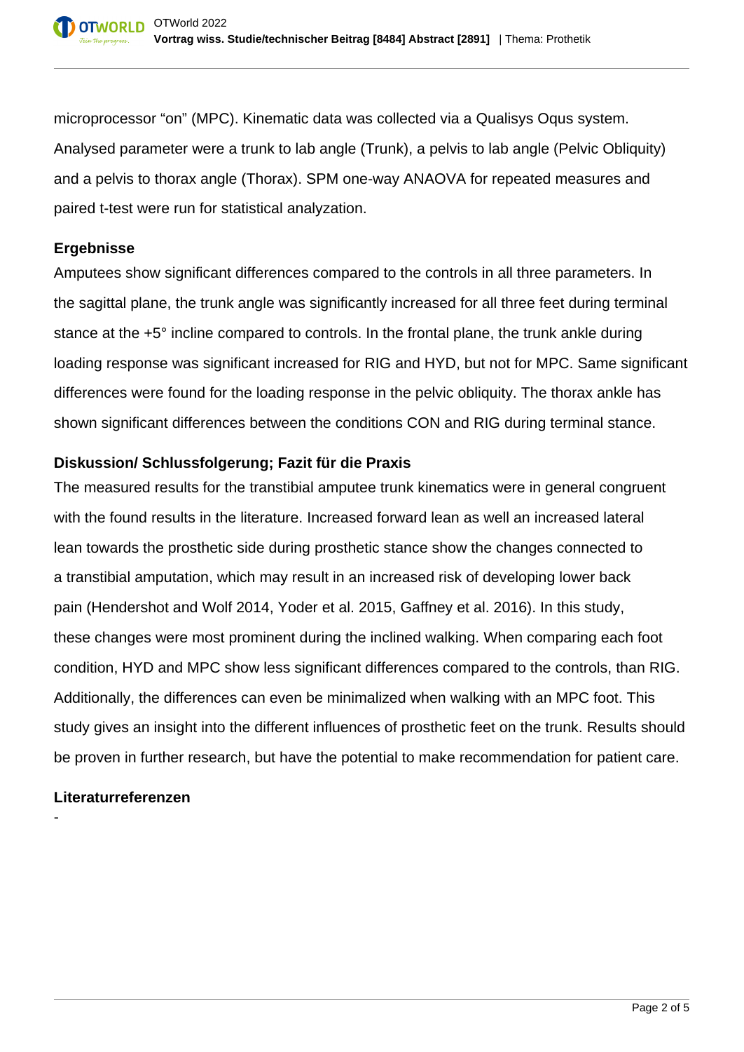microprocessor “on” (MPC). Kinematic data was collected via a Qualisys Oqus system. Analysed parameter were a trunk to lab angle (Trunk), a pelvis to lab angle (Pelvic Obliquity) and a pelvis to thorax angle (Thorax). SPM one-way ANAOVA for repeated measures and paired t-test were run for statistical analyzation.

### Ergebnisse

Amputees show significant differences compared to the controls in all three parameters. In the sagittal plane, the trunk angle was significantly increased for all three feet during terminal stance at the +5° incline compared to controls. In the frontal plane, the trunk ankle during loading response was significant increased for RIG and HYD, but not for MPC. Same significant differences were found for the loading response in the pelvic obliquity. The thorax ankle has shown significant differences between the conditions CON and RIG during terminal stance.

### Diskussion/ Schlussfolgerung; Fazit für die Praxis

The measured results for the transtibial amputee trunk kinematics were in general congruent with the found results in the literature. Increased forward lean as well an increased lateral lean towards the prosthetic side during prosthetic stance show the changes connected to a transtibial amputation, which may result in an increased risk of developing lower back pain (Hendershot and Wolf 2014, Yoder et al. 2015, Gaffney et al. 2016). In this study, these changes were most prominent during the inclined walking. When comparing each foot condition, HYD and MPC show less significant differences compared to the controls, than RIG. Additionally, the differences can even be minimalized when walking with an MPC foot. This study gives an insight into the different influences of prosthetic feet on the trunk. Results should be proven in further research, but have the potential to make recommendation for patient care.

### Literaturreferenzen

-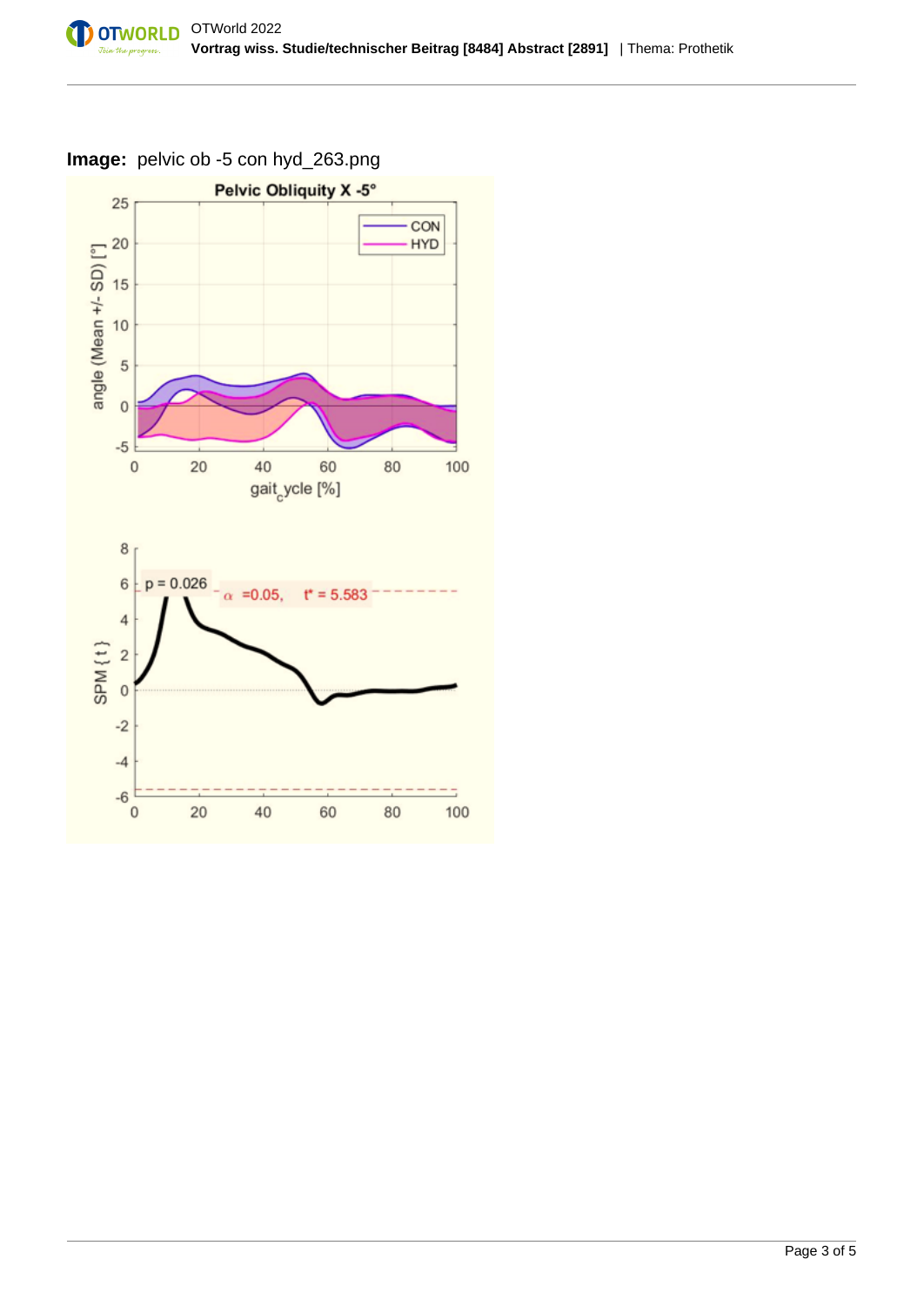**Image:** pelvic ob -5 con hyd_263.png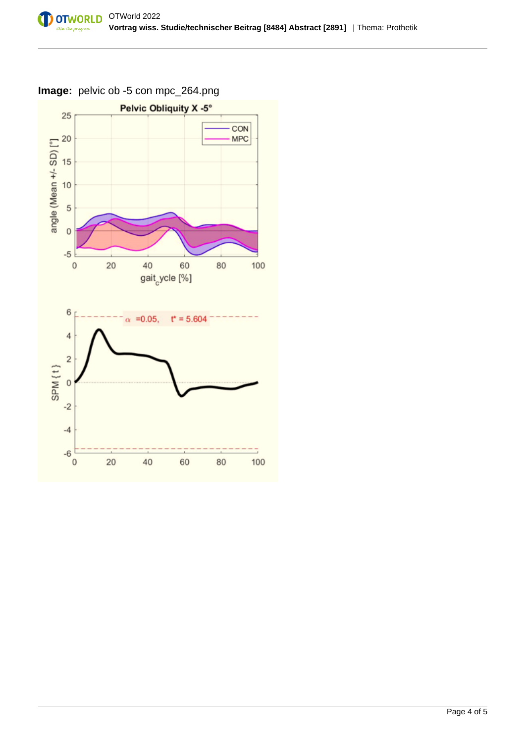**Image:** pelvic ob -5 con mpc_264.png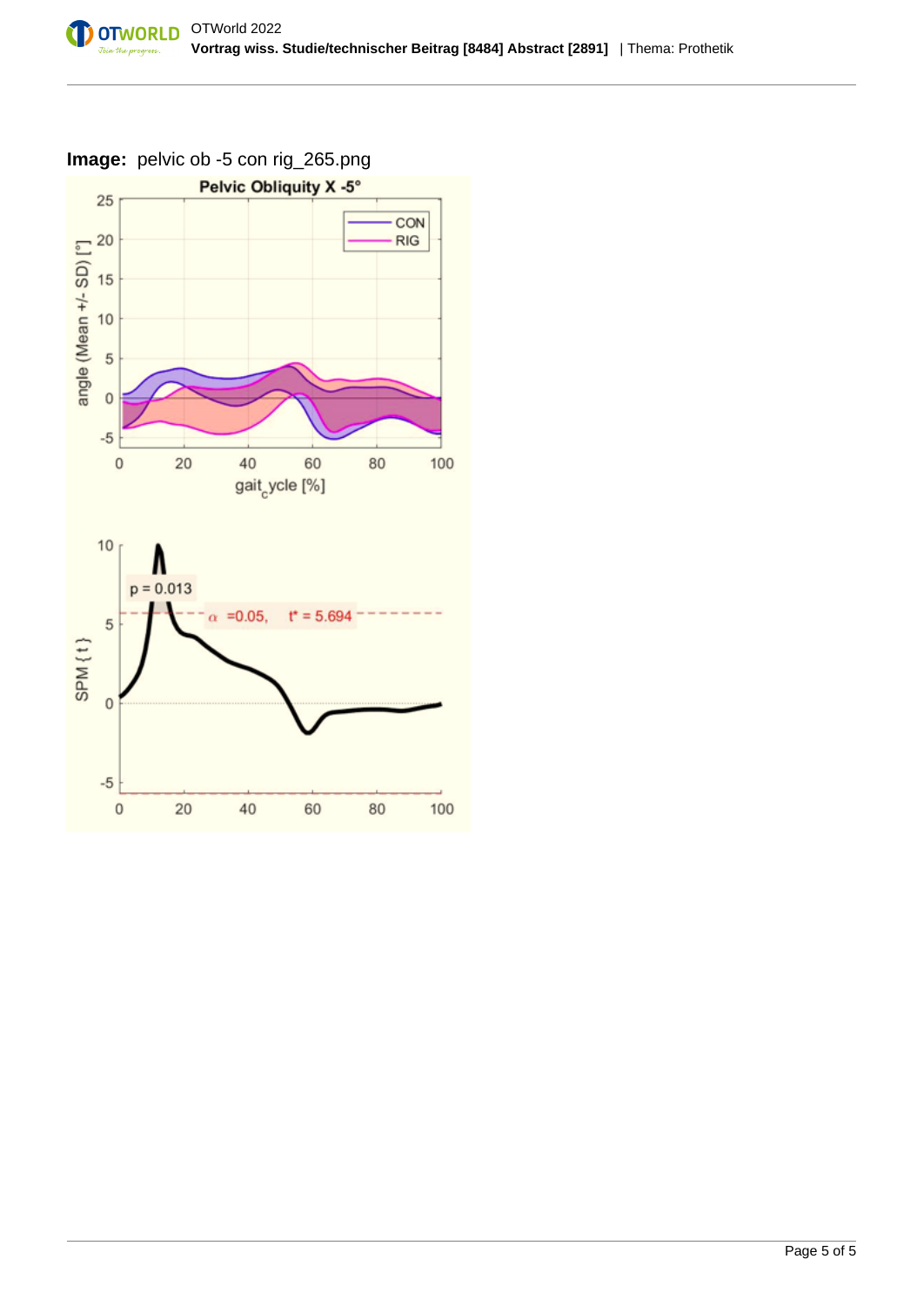**Image:** pelvic ob -5 con rig_265.png

Pelvic Obliquity X -5°

CON
RIG

angle (Mean +/- SD) [°]

25
20
15
10
5
0
-5

0 20 40 60 80 100

gait_cycle [%]

SPM {t}

10
5
0
-5

p = 0.013

$\alpha$ =0.05, t* = 5.694

0 20 40 60 80 100